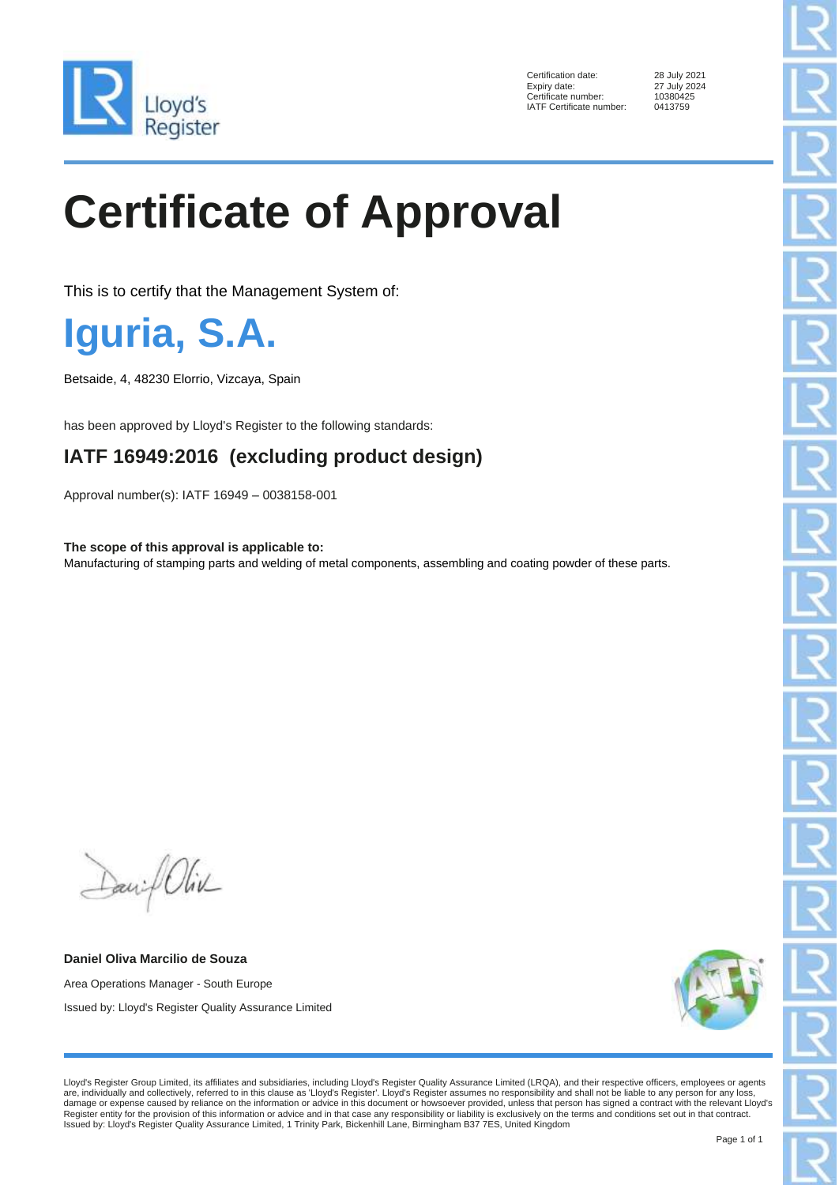Lloyd's Register

| | |
|---|---|
| Certification date: | 28 July 2021 |
| Expiry date: | 27 July 2024 |
| Certificate number: | 10380425 |
| IATF Certificate number: | 0413759 |

# Certificate of Approval

This is to certify that the Management System of:

## Iguria, S.A.

Betsaide, 4, 48230 Elorrio, Vizcaya, Spain

has been approved by Lloyd's Register to the following standards:

### IATF 16949:2016 (excluding product design)

Approval number(s): IATF 16949 – 0038158-001

**The scope of this approval is applicable to:**
Manufacturing of stamping parts and welding of metal components, assembling and coating powder of these parts.

**Daniel Oliva Marcilio de Souza**

Area Operations Manager - South Europe

Issued by: Lloyd's Register Quality Assurance Limited

Lloyd's Register Group Limited, its affiliates and subsidiaries, including Lloyd's Register Quality Assurance Limited (LRQA), and their respective officers, employees or agents are, individually and collectively, referred to in this clause as 'Lloyd's Register'. Lloyd's Register assumes no responsibility and shall not be liable to any person for any loss, damage or expense caused by reliance on the information or advice in this document or howsoever provided, unless that person has signed a contract with the relevant Lloyd's Register entity for the provision of this information or advice and in that case any responsibility or liability is exclusively on the terms and conditions set out in that contract.
Issued by: Lloyd's Register Quality Assurance Limited, 1 Trinity Park, Bickenhill Lane, Birmingham B37 7ES, United Kingdom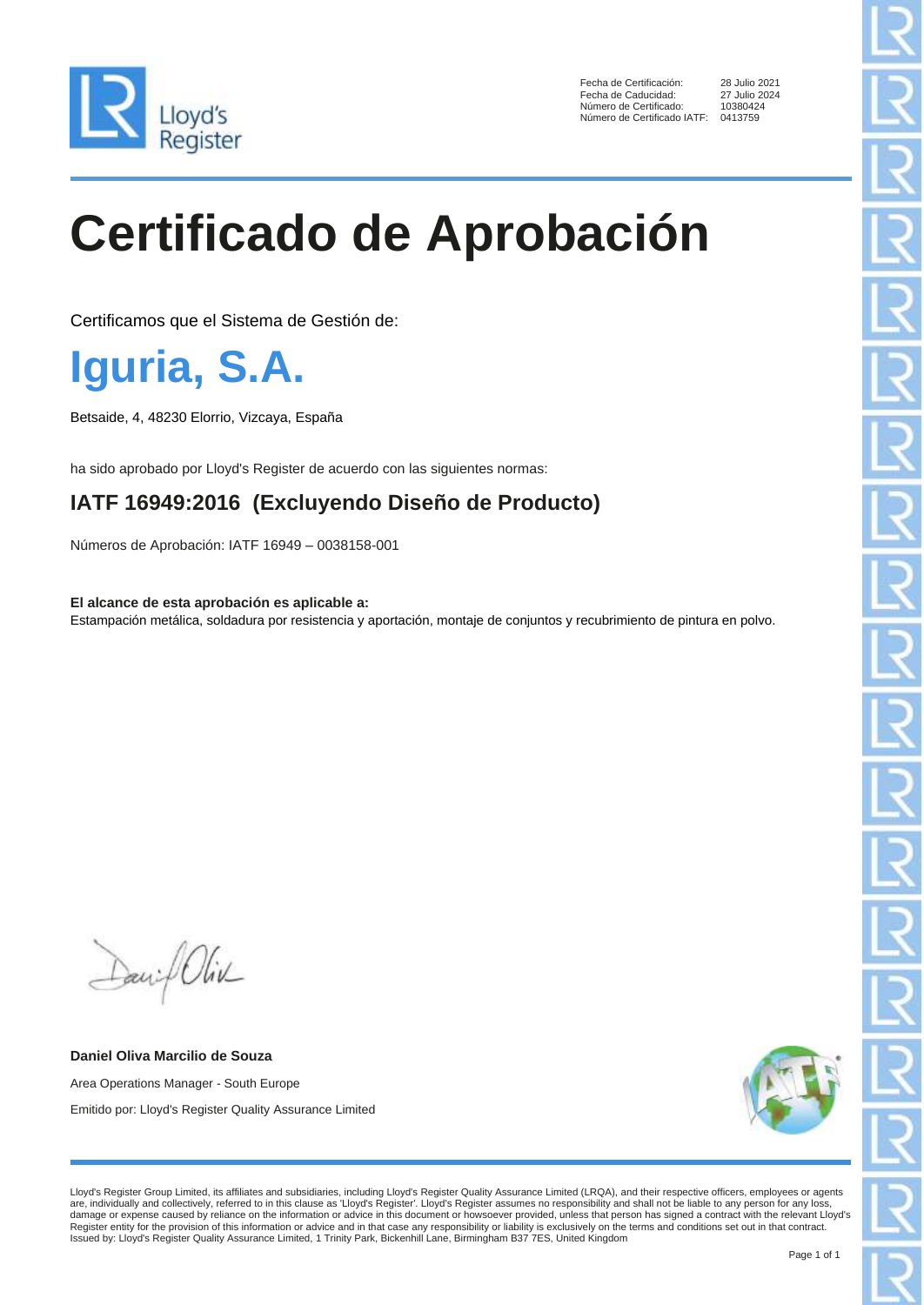Lloyd's Register

| | |
|---|---|
| Fecha de Certificación: | 28 Julio 2021 |
| Fecha de Caducidad: | 27 Julio 2024 |
| Número de Certificado: | 10380424 |
| Número de Certificado IATF: | 0413759 |

# Certificado de Aprobación

Certificamos que el Sistema de Gestión de:

## Iguria, S.A.

Betsaide, 4, 48230 Elorrio, Vizcaya, España

ha sido aprobado por Lloyd's Register de acuerdo con las siguientes normas:

### IATF 16949:2016 (Excluyendo Diseño de Producto)

Números de Aprobación: IATF 16949 – 0038158-001

**El alcance de esta aprobación es aplicable a:**
Estampación metálica, soldadura por resistencia y aportación, montaje de conjuntos y recubrimiento de pintura en polvo.

**Daniel Oliva Marcilio de Souza**

Area Operations Manager - South Europe

Emitido por: Lloyd's Register Quality Assurance Limited

Lloyd's Register Group Limited, its affiliates and subsidiaries, including Lloyd's Register Quality Assurance Limited (LRQA), and their respective officers, employees or agents are, individually and collectively, referred to in this clause as 'Lloyd's Register'. Lloyd's Register assumes no responsibility and shall not be liable to any person for any loss, damage or expense caused by reliance on the information or advice in this document or howsoever provided, unless that person has signed a contract with the relevant Lloyd's Register entity for the provision of this information or advice and in that case any responsibility or liability is exclusively on the terms and conditions set out in that contract.
Issued by: Lloyd's Register Quality Assurance Limited, 1 Trinity Park, Bickenhill Lane, Birmingham B37 7ES, United Kingdom